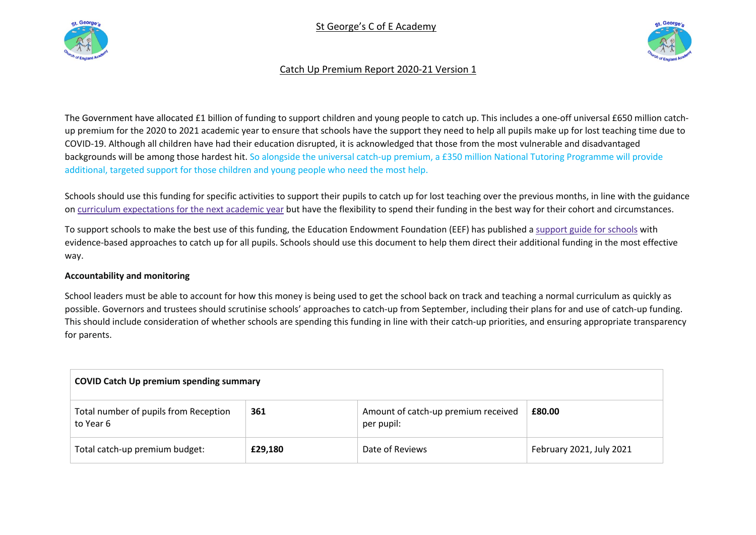# St George's C of E Academy

## Catch Up Premium Report 2020-21 Version 1

The Government have allocated £1 billion of funding to support children and young people to catch up. This includes a one-off universal £650 million catch-up premium for the 2020 to 2021 academic year to ensure that schools have the support they need to help all pupils make up for lost teaching time due to COVID-19. Although all children have had their education disrupted, it is acknowledged that those from the most vulnerable and disadvantaged backgrounds will be among those hardest hit. So alongside the universal catch-up premium, a £350 million National Tutoring Programme will provide additional, targeted support for those children and young people who need the most help.

Schools should use this funding for specific activities to support their pupils to catch up for lost teaching over the previous months, in line with the guidance on curriculum expectations for the next academic year but have the flexibility to spend their funding in the best way for their cohort and circumstances.

To support schools to make the best use of this funding, the Education Endowment Foundation (EEF) has published a support guide for schools with evidence-based approaches to catch up for all pupils. Schools should use this document to help them direct their additional funding in the most effective way.

**Accountability and monitoring**

School leaders must be able to account for how this money is being used to get the school back on track and teaching a normal curriculum as quickly as possible. Governors and trustees should scrutinise schools' approaches to catch-up from September, including their plans for and use of catch-up funding. This should include consideration of whether schools are spending this funding in line with their catch-up priorities, and ensuring appropriate transparency for parents.

| **COVID Catch Up premium spending summary** | | | |
|---|---|---|---|
| Total number of pupils from Reception to Year 6 | **361** | Amount of catch-up premium received per pupil: | **£80.00** |
| Total catch-up premium budget: | **£29,180** | Date of Reviews | February 2021, July 2021 |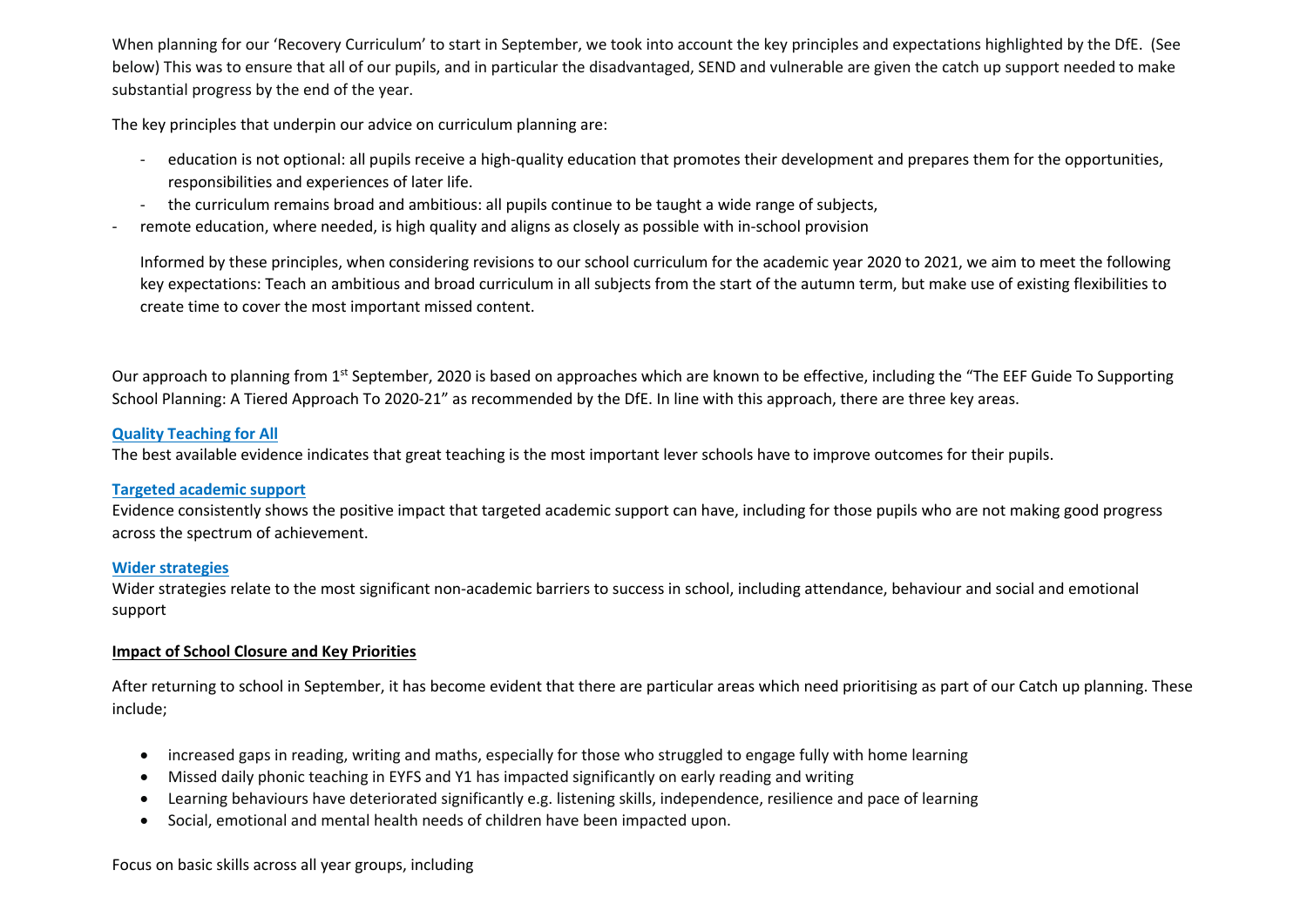When planning for our 'Recovery Curriculum' to start in September, we took into account the key principles and expectations highlighted by the DfE. (See below) This was to ensure that all of our pupils, and in particular the disadvantaged, SEND and vulnerable are given the catch up support needed to make substantial progress by the end of the year.

The key principles that underpin our advice on curriculum planning are:

- education is not optional: all pupils receive a high-quality education that promotes their development and prepares them for the opportunities, responsibilities and experiences of later life.
- the curriculum remains broad and ambitious: all pupils continue to be taught a wide range of subjects,
- remote education, where needed, is high quality and aligns as closely as possible with in-school provision

Informed by these principles, when considering revisions to our school curriculum for the academic year 2020 to 2021, we aim to meet the following key expectations: Teach an ambitious and broad curriculum in all subjects from the start of the autumn term, but make use of existing flexibilities to create time to cover the most important missed content.

Our approach to planning from 1st September, 2020 is based on approaches which are known to be effective, including the "The EEF Guide To Supporting School Planning: A Tiered Approach To 2020-21" as recommended by the DfE. In line with this approach, there are three key areas.

**Quality Teaching for All**

The best available evidence indicates that great teaching is the most important lever schools have to improve outcomes for their pupils.

**Targeted academic support**

Evidence consistently shows the positive impact that targeted academic support can have, including for those pupils who are not making good progress across the spectrum of achievement.

**Wider strategies**

Wider strategies relate to the most significant non-academic barriers to success in school, including attendance, behaviour and social and emotional support

**Impact of School Closure and Key Priorities**

After returning to school in September, it has become evident that there are particular areas which need prioritising as part of our Catch up planning. These include;

- increased gaps in reading, writing and maths, especially for those who struggled to engage fully with home learning
- Missed daily phonic teaching in EYFS and Y1 has impacted significantly on early reading and writing
- Learning behaviours have deteriorated significantly e.g. listening skills, independence, resilience and pace of learning
- Social, emotional and mental health needs of children have been impacted upon.

Focus on basic skills across all year groups, including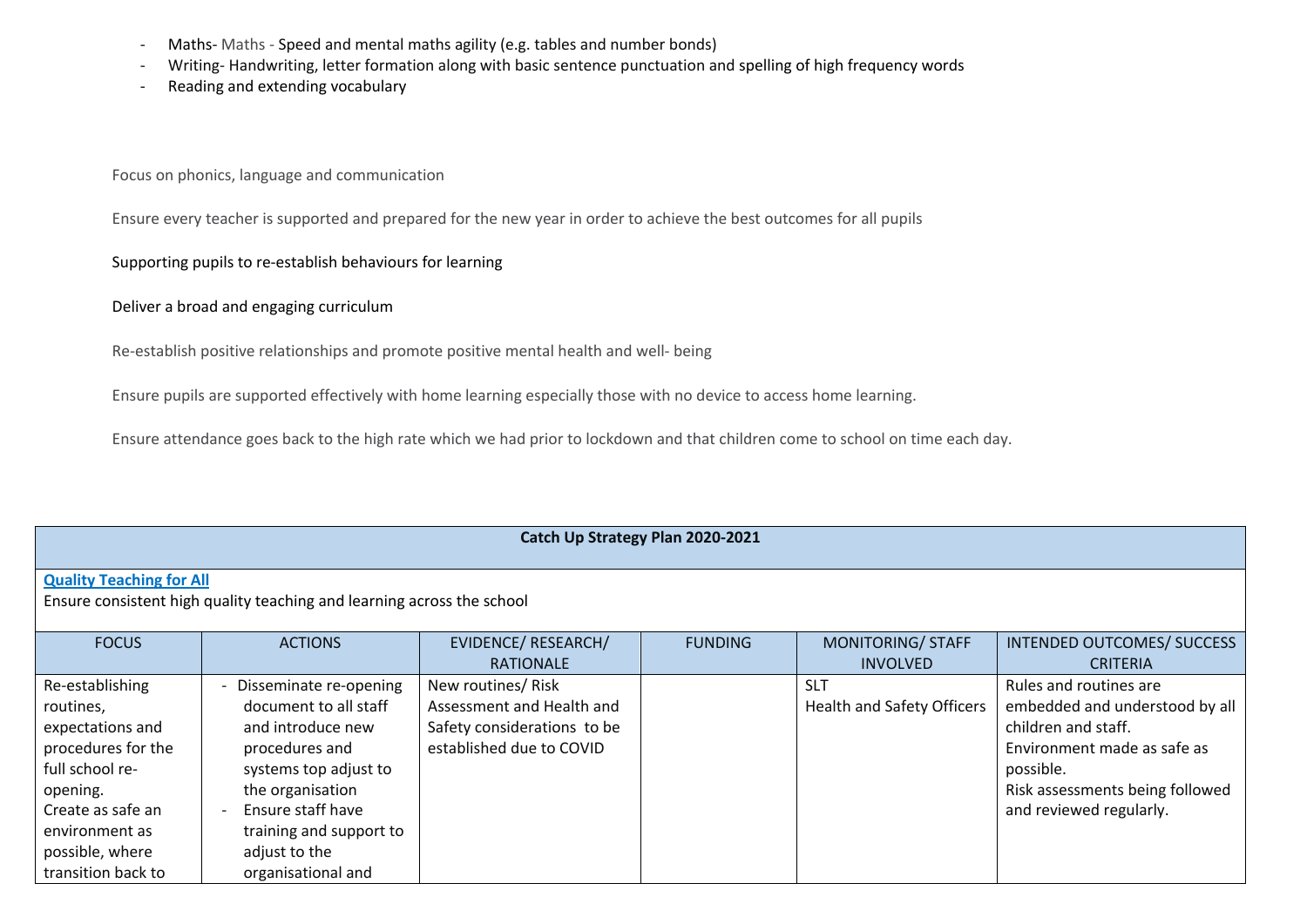- Maths- Maths - Speed and mental maths agility (e.g. tables and number bonds)
- Writing- Handwriting, letter formation along with basic sentence punctuation and spelling of high frequency words
- Reading and extending vocabulary

Focus on phonics, language and communication

Ensure every teacher is supported and prepared for the new year in order to achieve the best outcomes for all pupils

Supporting pupils to re-establish behaviours for learning

Deliver a broad and engaging curriculum

Re-establish positive relationships and promote positive mental health and well- being

Ensure pupils are supported effectively with home learning especially those with no device to access home learning.

Ensure attendance goes back to the high rate which we had prior to lockdown and that children come to school on time each day.

**Catch Up Strategy Plan 2020-2021**

**Quality Teaching for All**

Ensure consistent high quality teaching and learning across the school

| FOCUS | ACTIONS | EVIDENCE/ RESEARCH/ RATIONALE | FUNDING | MONITORING/ STAFF INVOLVED | INTENDED OUTCOMES/ SUCCESS CRITERIA |
|---|---|---|---|---|---|
| Re-establishing routines, expectations and procedures for the full school re-opening. Create as safe an environment as possible, where transition back to | - Disseminate re-opening document to all staff and introduce new procedures and systems top adjust to the organisation<br>- Ensure staff have training and support to adjust to the organisational and | New routines/ Risk Assessment and Health and Safety considerations to be established due to COVID | | SLT<br>Health and Safety Officers | Rules and routines are embedded and understood by all children and staff.<br>Environment made as safe as possible.<br>Risk assessments being followed and reviewed regularly. |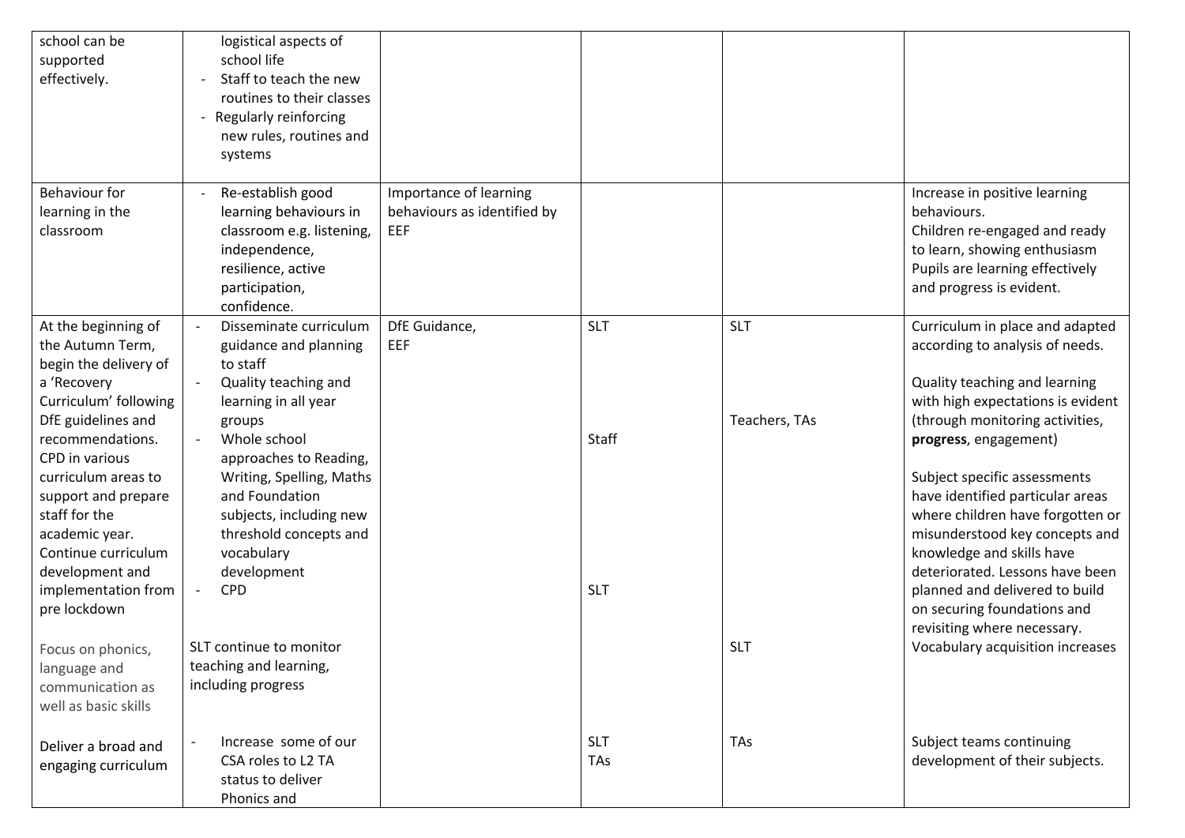| | | | | | |
|---|---|---|---|---|---|
| school can be supported effectively. | - logistical aspects of school life<br>- Staff to teach the new routines to their classes<br>- Regularly reinforcing new rules, routines and systems | | | | |
| Behaviour for learning in the classroom | - Re-establish good learning behaviours in classroom e.g. listening, independence, resilience, active participation, confidence. | Importance of learning behaviours as identified by EEF | | | Increase in positive learning behaviours.<br>Children re-engaged and ready to learn, showing enthusiasm<br>Pupils are learning effectively and progress is evident. |
| At the beginning of the Autumn Term, begin the delivery of a 'Recovery Curriculum' following DfE guidelines and recommendations. CPD in various curriculum areas to support and prepare staff for the academic year. Continue curriculum development and implementation from pre lockdown<br><br>Focus on phonics, language and communication as well as basic skills | - Disseminate curriculum guidance and planning to staff<br>- Quality teaching and learning in all year groups<br>- Whole school approaches to Reading, Writing, Spelling, Maths and Foundation subjects, including new threshold concepts and vocabulary development<br>- CPD<br><br>SLT continue to monitor teaching and learning, including progress | DfE Guidance,<br>EEF | SLT<br><br>Staff<br><br>SLT | SLT<br><br>Teachers, TAs<br><br>SLT | Curriculum in place and adapted according to analysis of needs.<br><br>Quality teaching and learning with high expectations is evident (through monitoring activities, **progress**, engagement)<br><br>Subject specific assessments have identified particular areas where children have forgotten or misunderstood key concepts and knowledge and skills have deteriorated. Lessons have been planned and delivered to build on securing foundations and revisiting where necessary.<br>Vocabulary acquisition increases |
| Deliver a broad and engaging curriculum | - Increase some of our CSA roles to L2 TA status to deliver Phonics and | | SLT<br>TAs | TAs | Subject teams continuing development of their subjects. |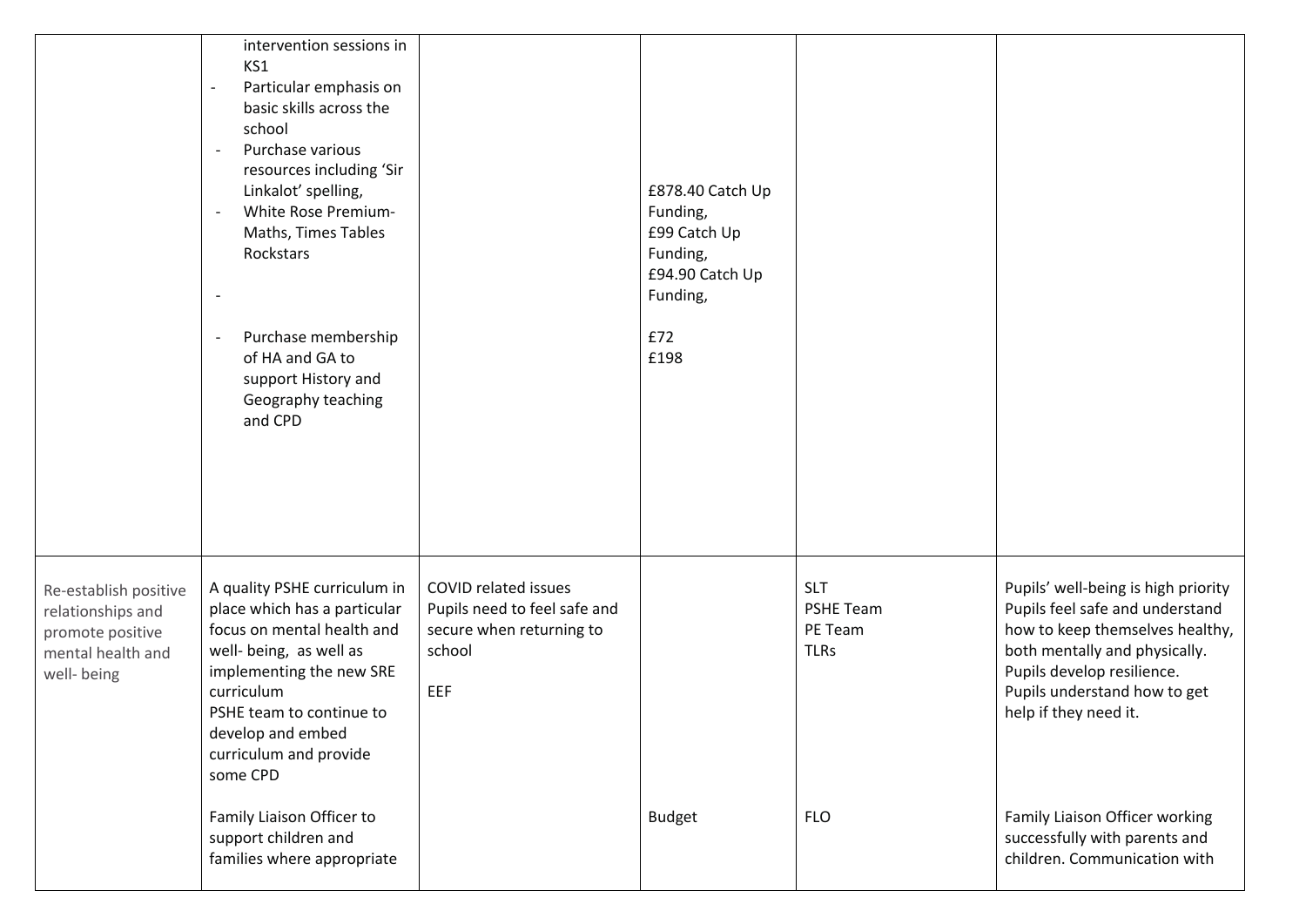| | | | | | |
|---|---|---|---|---|---|
| | intervention sessions in KS1<br>- Particular emphasis on basic skills across the school<br>- Purchase various resources including 'Sir Linkalot' spelling,<br>- White Rose Premium- Maths, Times Tables Rockstars<br>-<br>- Purchase membership of HA and GA to support History and Geography teaching and CPD | | £878.40 Catch Up Funding,<br>£99 Catch Up Funding,<br>£94.90 Catch Up Funding,<br><br>£72<br>£198 | | |
| Re-establish positive relationships and promote positive mental health and well- being | A quality PSHE curriculum in place which has a particular focus on mental health and well- being, as well as implementing the new SRE curriculum<br>PSHE team to continue to develop and embed curriculum and provide some CPD | COVID related issues<br>Pupils need to feel safe and secure when returning to school<br><br>EEF | | SLT<br>PSHE Team<br>PE Team<br>TLRs | Pupils' well-being is high priority<br>Pupils feel safe and understand how to keep themselves healthy, both mentally and physically.<br>Pupils develop resilience.<br>Pupils understand how to get help if they need it. |
| | Family Liaison Officer to support children and families where appropriate | | Budget | FLO | Family Liaison Officer working successfully with parents and children. Communication with |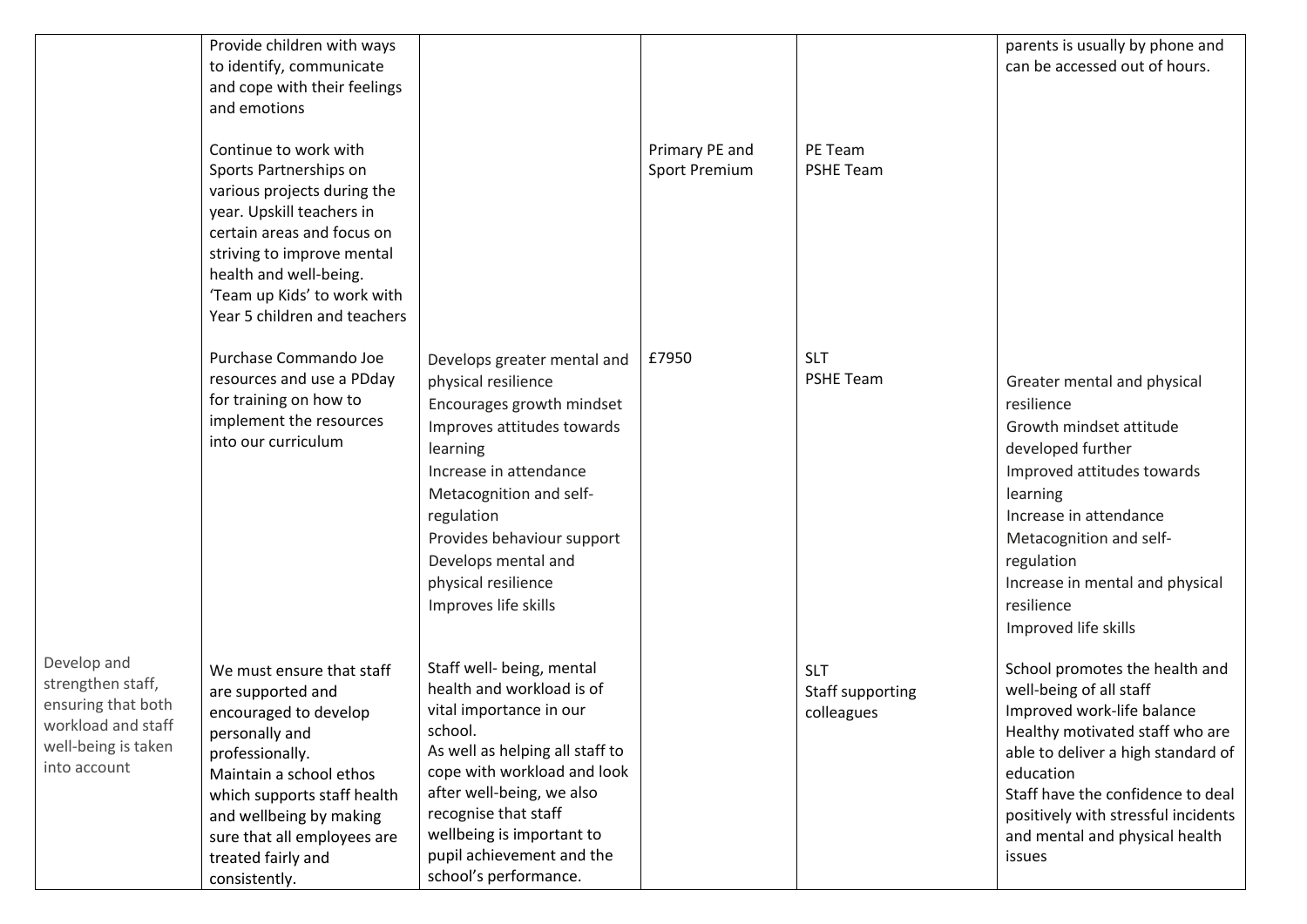| | | | | | |
|---|---|---|---|---|---|
| | Provide children with ways to identify, communicate and cope with their feelings and emotions | | | | parents is usually by phone and can be accessed out of hours. |
| | Continue to work with Sports Partnerships on various projects during the year. Upskill teachers in certain areas and focus on striving to improve mental health and well-being. 'Team up Kids' to work with Year 5 children and teachers | | Primary PE and Sport Premium | PE Team<br>PSHE Team | |
| | Purchase Commando Joe resources and use a PDday for training on how to implement the resources into our curriculum | Develops greater mental and physical resilience<br>Encourages growth mindset<br>Improves attitudes towards learning<br>Increase in attendance<br>Metacognition and self-regulation<br>Provides behaviour support<br>Develops mental and physical resilience<br>Improves life skills | £7950 | SLT<br>PSHE Team | Greater mental and physical resilience<br>Growth mindset attitude developed further<br>Improved attitudes towards learning<br>Increase in attendance<br>Metacognition and self-regulation<br>Increase in mental and physical resilience<br>Improved life skills |
| Develop and strengthen staff, ensuring that both workload and staff well-being is taken into account | We must ensure that staff are supported and encouraged to develop personally and professionally.<br>Maintain a school ethos which supports staff health and wellbeing by making sure that all employees are treated fairly and consistently. | Staff well- being, mental health and workload is of vital importance in our school.<br>As well as helping all staff to cope with workload and look after well-being, we also recognise that staff wellbeing is important to pupil achievement and the school's performance. | | SLT<br>Staff supporting colleagues | School promotes the health and well-being of all staff<br>Improved work-life balance<br>Healthy motivated staff who are able to deliver a high standard of education<br>Staff have the confidence to deal positively with stressful incidents and mental and physical health issues |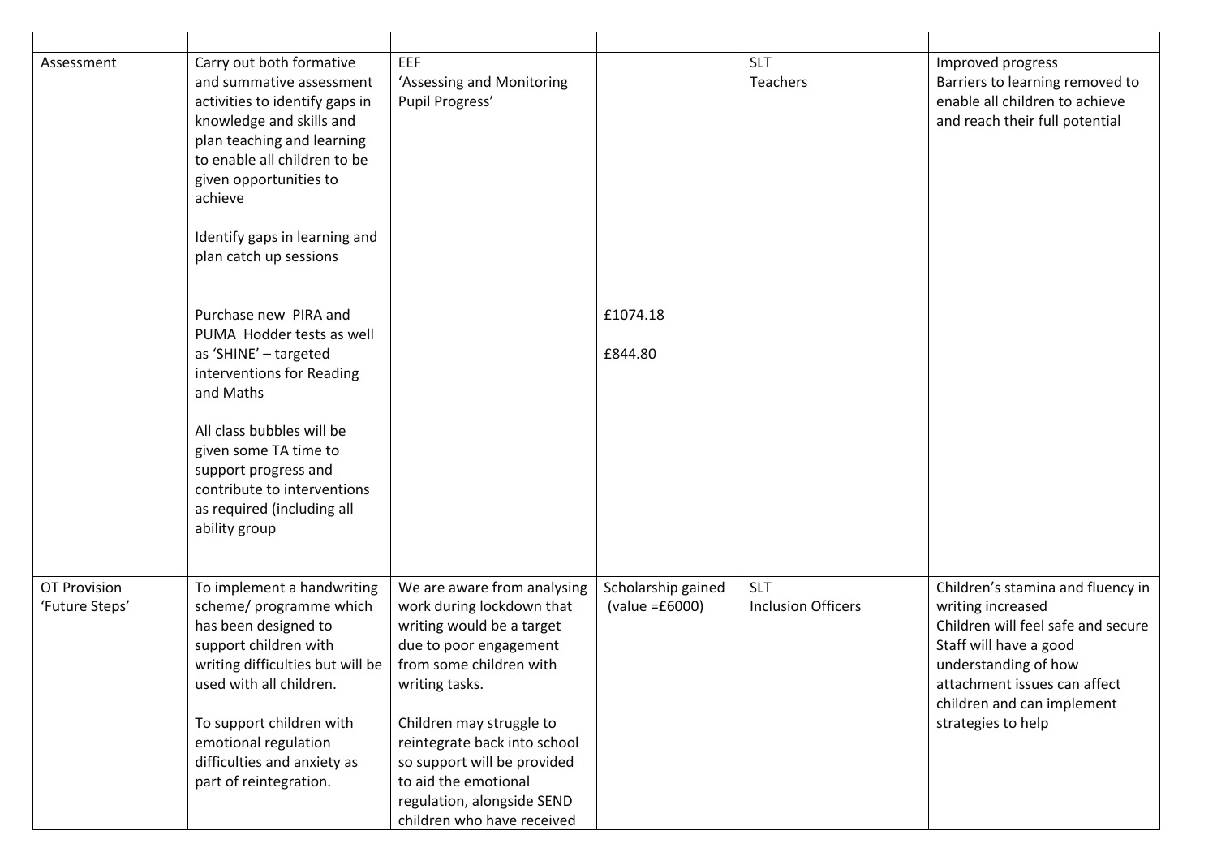| | | | | | |
|---|---|---|---|---|---|
| Assessment | Carry out both formative and summative assessment activities to identify gaps in knowledge and skills and plan teaching and learning to enable all children to be given opportunities to achieve<br><br>Identify gaps in learning and plan catch up sessions<br><br>Purchase new PIRA and PUMA Hodder tests as well as 'SHINE' – targeted interventions for Reading and Maths<br><br>All class bubbles will be given some TA time to support progress and contribute to interventions as required (including all ability group | EEF<br>'Assessing and Monitoring Pupil Progress' | £1074.18<br><br>£844.80 | SLT<br>Teachers | Improved progress<br>Barriers to learning removed to enable all children to achieve and reach their full potential |
| OT Provision<br>'Future Steps' | To implement a handwriting scheme/ programme which has been designed to support children with writing difficulties but will be used with all children.<br><br>To support children with emotional regulation difficulties and anxiety as part of reintegration. | We are aware from analysing work during lockdown that writing would be a target due to poor engagement from some children with writing tasks.<br><br>Children may struggle to reintegrate back into school so support will be provided to aid the emotional regulation, alongside SEND children who have received | Scholarship gained<br>(value =£6000) | SLT<br>Inclusion Officers | Children's stamina and fluency in writing increased<br>Children will feel safe and secure<br>Staff will have a good understanding of how attachment issues can affect children and can implement strategies to help |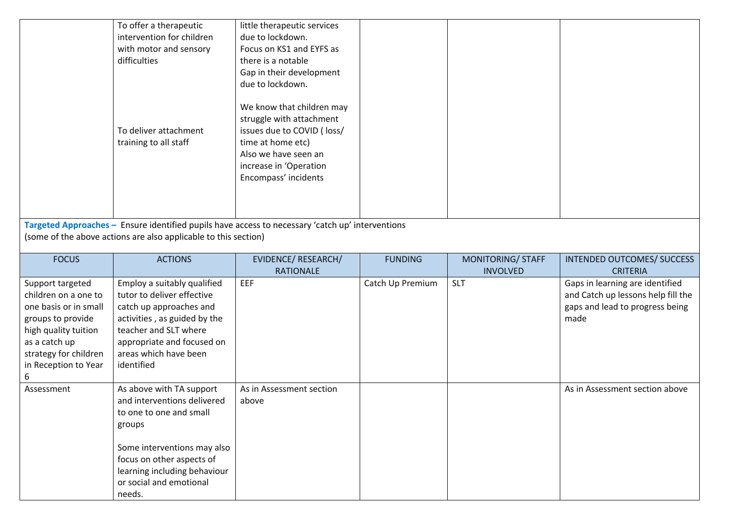| | | | | | |
|---|---|---|---|---|---|
| | To offer a therapeutic intervention for children with motor and sensory difficulties<br><br>To deliver attachment training to all staff | little therapeutic services due to lockdown.<br>Focus on KS1 and EYFS as there is a notable Gap in their development due to lockdown.<br><br>We know that children may struggle with attachment issues due to COVID ( loss/ time at home etc)<br>Also we have seen an increase in 'Operation Encompass' incidents | | | |

**Targeted Approaches –** Ensure identified pupils have access to necessary 'catch up' interventions
(some of the above actions are also applicable to this section)

| FOCUS | ACTIONS | EVIDENCE/ RESEARCH/ RATIONALE | FUNDING | MONITORING/ STAFF INVOLVED | INTENDED OUTCOMES/ SUCCESS CRITERIA |
|---|---|---|---|---|---|
| Support targeted children on a one to one basis or in small groups to provide high quality tuition as a catch up strategy for children in Reception to Year 6 | Employ a suitably qualified tutor to deliver effective catch up approaches and activities , as guided by the teacher and SLT where appropriate and focused on areas which have been identified | EEF | Catch Up Premium | SLT | Gaps in learning are identified and Catch up lessons help fill the gaps and lead to progress being made |
| Assessment | As above with TA support and interventions delivered to one to one and small groups<br><br>Some interventions may also focus on other aspects of learning including behaviour or social and emotional needs. | As in Assessment section above | | | As in Assessment section above |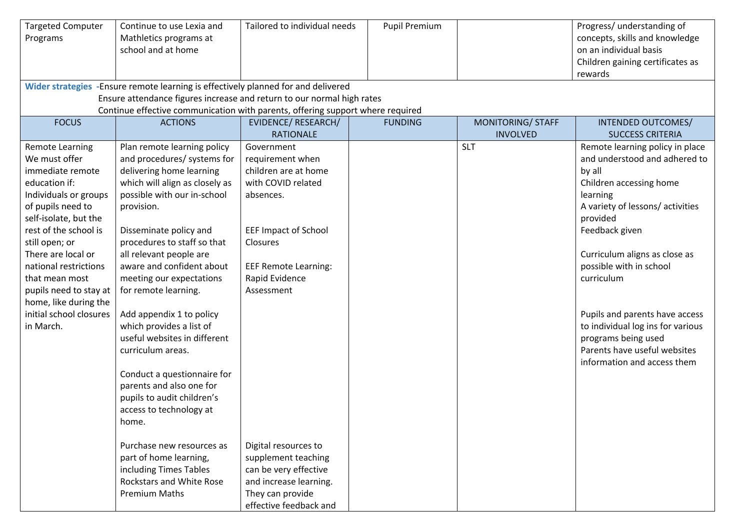| Targeted Computer Programs | Continue to use Lexia and Mathletics programs at school and at home | Tailored to individual needs | Pupil Premium | | Progress/ understanding of concepts, skills and knowledge on an individual basis<br>Children gaining certificates as rewards |
|---|---|---|---|---|---|

**Wider strategies** -Ensure remote learning is effectively planned for and delivered
Ensure attendance figures increase and return to our normal high rates
Continue effective communication with parents, offering support where required

| FOCUS | ACTIONS | EVIDENCE/ RESEARCH/ RATIONALE | FUNDING | MONITORING/ STAFF INVOLVED | INTENDED OUTCOMES/ SUCCESS CRITERIA |
|---|---|---|---|---|---|
| Remote Learning<br>We must offer immediate remote education if:<br>Individuals or groups of pupils need to self-isolate, but the rest of the school is still open; or<br>There are local or national restrictions that mean most pupils need to stay at home, like during the initial school closures in March. | Plan remote learning policy and procedures/ systems for delivering home learning which will align as closely as possible with our in-school provision.<br><br>Disseminate policy and procedures to staff so that all relevant people are aware and confident about meeting our expectations for remote learning.<br><br>Add appendix 1 to policy which provides a list of useful websites in different curriculum areas.<br><br>Conduct a questionnaire for parents and also one for pupils to audit children's access to technology at home.<br><br>Purchase new resources as part of home learning, including Times Tables Rockstars and White Rose Premium Maths | Government requirement when children are at home with COVID related absences.<br><br>EEF Impact of School Closures<br><br>EEF Remote Learning: Rapid Evidence Assessment<br><br>Digital resources to supplement teaching can be very effective and increase learning. They can provide effective feedback and | | SLT | Remote learning policy in place and understood and adhered to by all<br>Children accessing home learning<br>A variety of lessons/ activities provided<br>Feedback given<br><br>Curriculum aligns as close as possible with in school curriculum<br><br>Pupils and parents have access to individual log ins for various programs being used<br>Parents have useful websites information and access them |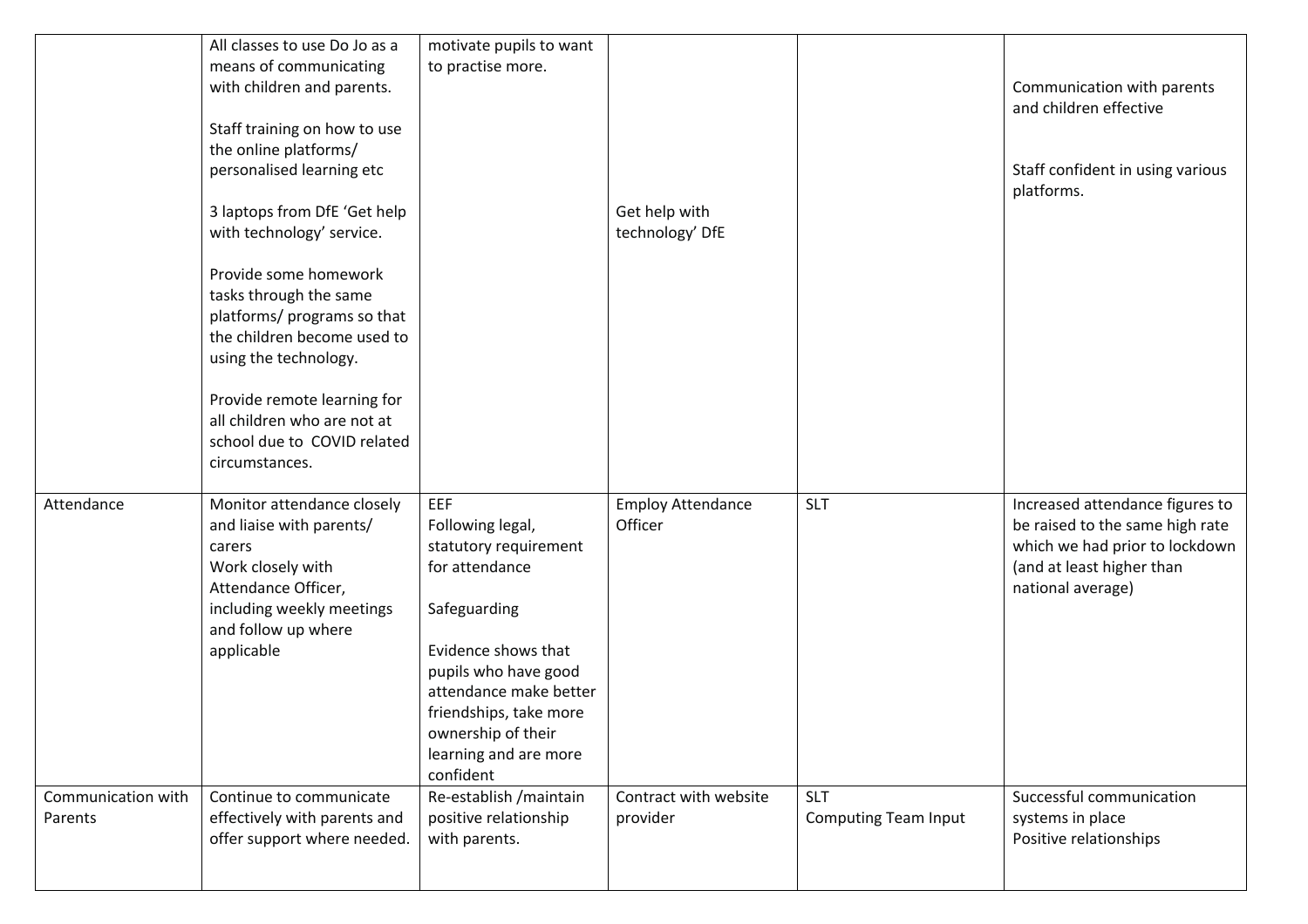| | | | | | |
|---|---|---|---|---|---|
| | All classes to use Do Jo as a means of communicating with children and parents.<br><br>Staff training on how to use the online platforms/ personalised learning etc<br><br>3 laptops from DfE 'Get help with technology' service.<br><br>Provide some homework tasks through the same platforms/ programs so that the children become used to using the technology.<br><br>Provide remote learning for all children who are not at school due to COVID related circumstances. | motivate pupils to want to practise more. | Get help with technology' DfE | | Communication with parents and children effective<br><br>Staff confident in using various platforms. |
| Attendance | Monitor attendance closely and liaise with parents/ carers<br>Work closely with Attendance Officer, including weekly meetings and follow up where applicable | EEF<br>Following legal, statutory requirement for attendance<br><br>Safeguarding<br><br>Evidence shows that pupils who have good attendance make better friendships, take more ownership of their learning and are more confident | Employ Attendance Officer | SLT | Increased attendance figures to be raised to the same high rate which we had prior to lockdown (and at least higher than national average) |
| Communication with Parents | Continue to communicate effectively with parents and offer support where needed. | Re-establish /maintain positive relationship with parents. | Contract with website provider | SLT<br>Computing Team Input | Successful communication systems in place<br>Positive relationships |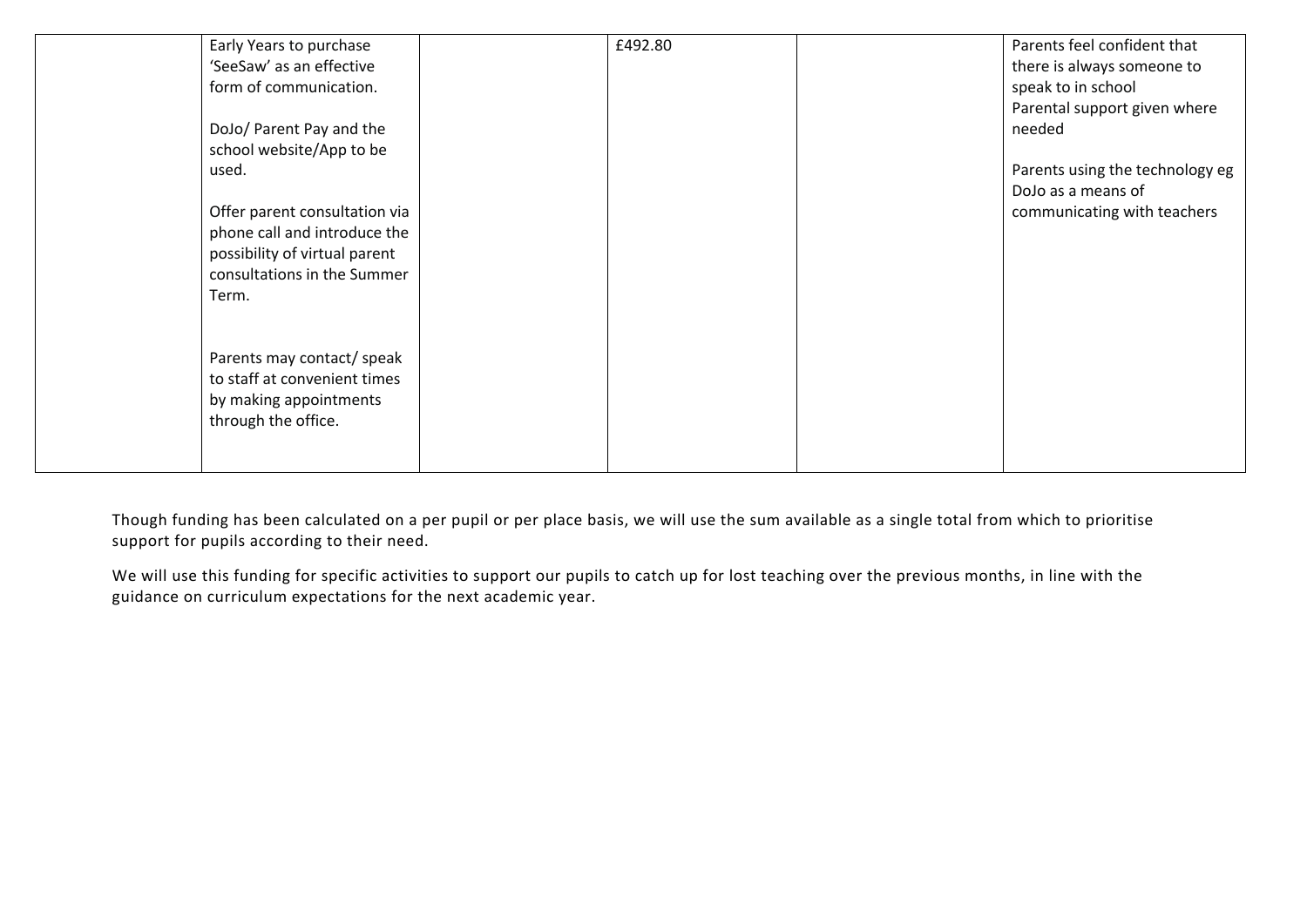| | | | | | |
|---|---|---|---|---|---|
| | Early Years to purchase 'SeeSaw' as an effective form of communication.<br><br>DoJo/ Parent Pay and the school website/App to be used.<br><br>Offer parent consultation via phone call and introduce the possibility of virtual parent consultations in the Summer Term.<br><br>Parents may contact/ speak to staff at convenient times by making appointments through the office. | | £492.80 | | Parents feel confident that there is always someone to speak to in school<br>Parental support given where needed<br><br>Parents using the technology eg DoJo as a means of communicating with teachers |

Though funding has been calculated on a per pupil or per place basis, we will use the sum available as a single total from which to prioritise support for pupils according to their need.

We will use this funding for specific activities to support our pupils to catch up for lost teaching over the previous months, in line with the guidance on curriculum expectations for the next academic year.